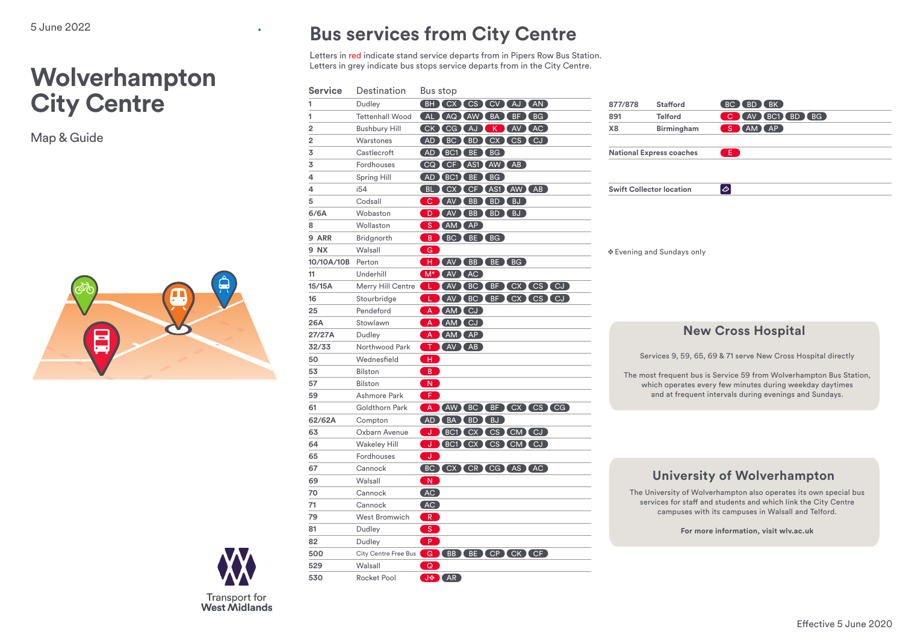5 June 2022

# Wolverhampton City Centre

## Map & Guide

# Bus services from City Centre

Letters in red indicate stand service departs from in Pipers Row Bus Station.
Letters in grey indicate bus stops service departs from in the City Centre.

| Service | Destination | Bus stop |
|---|---|---|
| 1 | Dudley | BH CX CS CV AJ AN |
| 1 | Tettenhall Wood | AL AQ AW BA BF BG |
| 2 | Bushbury Hill | CK CG AJ K AV AC |
| 2 | Warstones | AD BC BD CX CS CJ |
| 3 | Castlecroft | AD BC1 BE BG |
| 3 | Fordhouses | CQ CF AS1 AW AB |
| 4 | Spring Hill | AD BC1 BE BG |
| 4 | i54 | BL CX CF AS1 AW AB |
| 5 | Codsall | C AV BB BD BJ |
| 6/6A | Wobaston | D AV BB BD BJ |
| 8 | Wollaston | S AM AP |
| 9 ARR | Bridgnorth | B BC BE BG |
| 9 NX | Walsall | G |
| 10/10A/10B | Perton | H AV BB BE BG |
| 11 | Underhill | M* AV AC |
| 15/15A | Merry Hill Centre | L AV BC BF CX CS CJ |
| 16 | Stourbridge | L AV BC BF CX CS CJ |
| 25 | Pendeford | A AM CJ |
| 26A | Stowlawn | A AM CJ |
| 27/27A | Dudley | A AM AP |
| 32/33 | Northwood Park | T AV AB |
| 50 | Wednesfield | H |
| 53 | Bilston | B |
| 57 | Bilston | N |
| 59 | Ashmore Park | F |
| 61 | Goldthorn Park | A AW BC BF CX CS CG |
| 62/62A | Compton | AD BA BD BJ |
| 63 | Oxbarn Avenue | J BC1 CX CS CM CJ |
| 64 | Wakeley Hill | J BC1 CX CS CM CJ |
| 65 | Fordhouses | J |
| 67 | Cannock | BC CX CR CG AS AC |
| 69 | Walsall | N |
| 70 | Cannock | AC |
| 71 | Cannock | AC |
| 79 | West Bromwich | R |
| 81 | Dudley | S |
| 82 | Dudley | P |
| 500 | City Centre Free Bus | G BB BE CP CK CF |
| 529 | Walsall | Q |
| 530 | Rocket Pool | J❖ AR |

| Service | Destination | Bus stop |
|---|---|---|
| 877/878 | Stafford | BC BD BK |
| 891 | Telford | C AV BC1 BD BG |
| X8 | Birmingham | S AM AP |
| National Express coaches | | E |
| Swift Collector location | | |

❖ Evening and Sundays only

## New Cross Hospital

Services 9, 59, 65, 69 & 71 serve New Cross Hospital directly

The most frequent bus is Service 59 from Wolverhampton Bus Station, which operates every few minutes during weekday daytimes and at frequent intervals during evenings and Sundays.

## University of Wolverhampton

The University of Wolverhampton also operates its own special bus services for staff and students and which link the City Centre campuses with its campuses in Walsall and Telford.

**For more information, visit wlv.ac.uk**

Transport for West Midlands

Effective 5 June 2020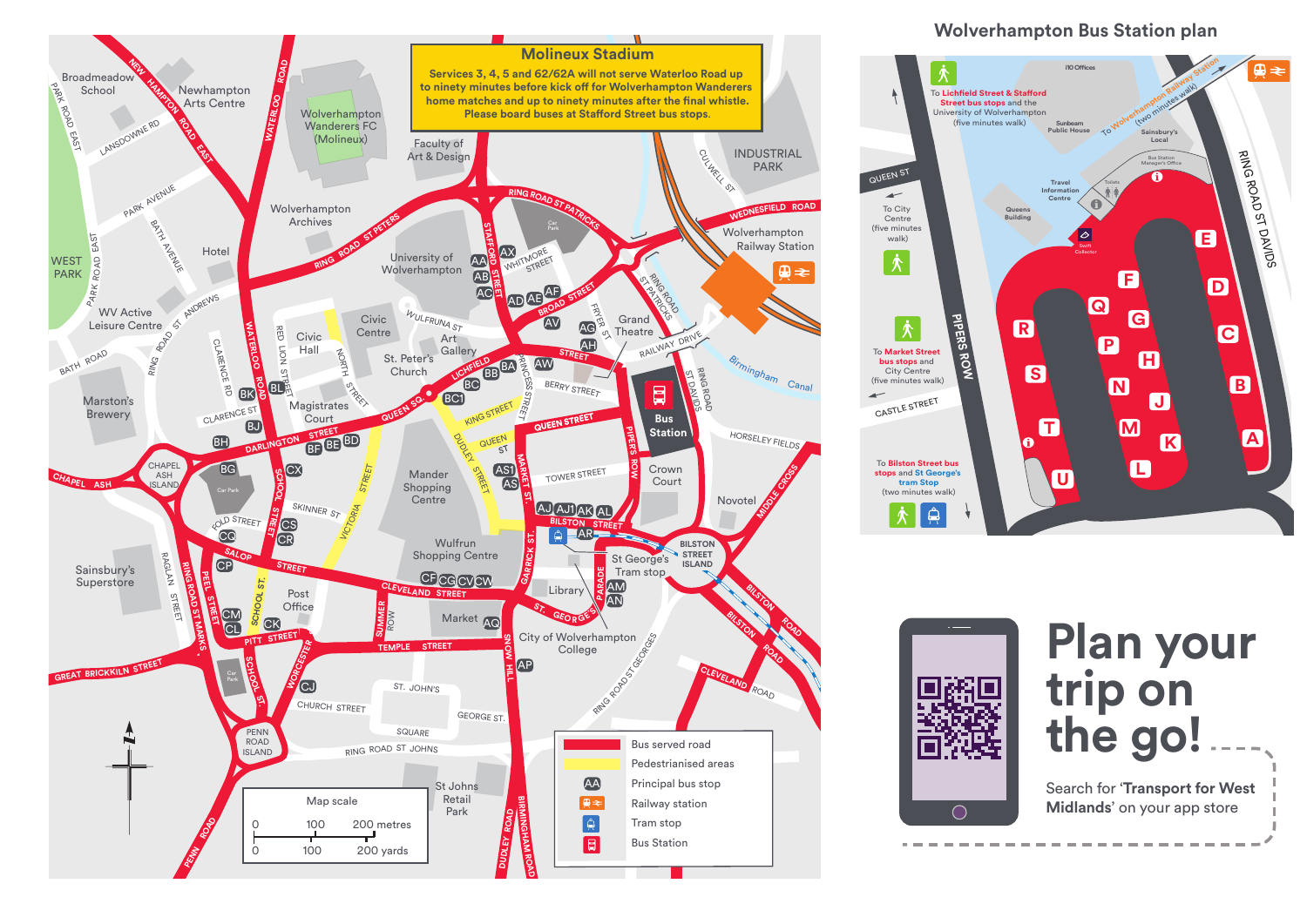## Molineux Stadium

**Services 3, 4, 5 and 62/62A will not serve Waterloo Road up to ninety minutes before kick off for Wolverhampton Wanderers home matches and up to ninety minutes after the final whistle. Please board buses at Stafford Street bus stops.**

Map scale

0 — 100 — 200 metres

0 — 100 — 200 yards

- Bus served road
- Pedestrianised areas
- AA Principal bus stop
- Railway station
- Tram stop
- Bus Station

## Wolverhampton Bus Station plan

To Lichfield Street & Stafford Street bus stops and the University of Wolverhampton (five minutes walk)

To Wolverhampton Railway Station (two minutes walk)

To City Centre (five minutes walk)

To Market Street bus stops and City Centre (five minutes walk)

To Bilston Street bus stops and St George's tram Stop (two minutes walk)

# Plan your trip on the go!

Search for **'Transport for West Midlands'** on your app store